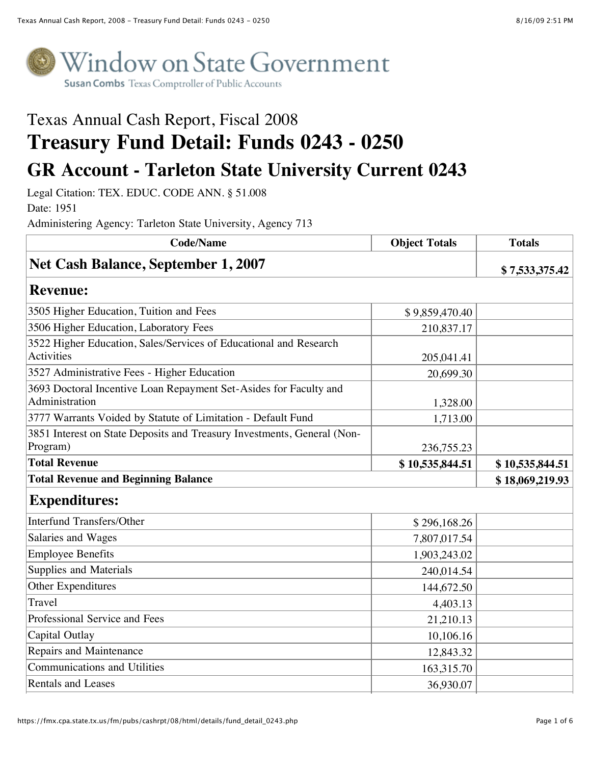Window on State Government
Susan Combs Texas Comptroller of Public Accounts

# Texas Annual Cash Report, Fiscal 2008

# Treasury Fund Detail: Funds 0243 - 0250

## GR Account - Tarleton State University Current 0243

Legal Citation: TEX. EDUC. CODE ANN. § 51.008
Date: 1951
Administering Agency: Tarleton State University, Agency 713

| Code/Name | Object Totals | Totals |
|---|---|---|
| **Net Cash Balance, September 1, 2007** | | **$ 7,533,375.42** |
| **Revenue:** | | |
| 3505 Higher Education, Tuition and Fees | $ 9,859,470.40 | |
| 3506 Higher Education, Laboratory Fees | 210,837.17 | |
| 3522 Higher Education, Sales/Services of Educational and Research Activities | 205,041.41 | |
| 3527 Administrative Fees - Higher Education | 20,699.30 | |
| 3693 Doctoral Incentive Loan Repayment Set-Asides for Faculty and Administration | 1,328.00 | |
| 3777 Warrants Voided by Statute of Limitation - Default Fund | 1,713.00 | |
| 3851 Interest on State Deposits and Treasury Investments, General (Non-Program) | 236,755.23 | |
| **Total Revenue** | **$ 10,535,844.51** | **$ 10,535,844.51** |
| **Total Revenue and Beginning Balance** | | **$ 18,069,219.93** |
| **Expenditures:** | | |
| Interfund Transfers/Other | $ 296,168.26 | |
| Salaries and Wages | 7,807,017.54 | |
| Employee Benefits | 1,903,243.02 | |
| Supplies and Materials | 240,014.54 | |
| Other Expenditures | 144,672.50 | |
| Travel | 4,403.13 | |
| Professional Service and Fees | 21,210.13 | |
| Capital Outlay | 10,106.16 | |
| Repairs and Maintenance | 12,843.32 | |
| Communications and Utilities | 163,315.70 | |
| Rentals and Leases | 36,930.07 | |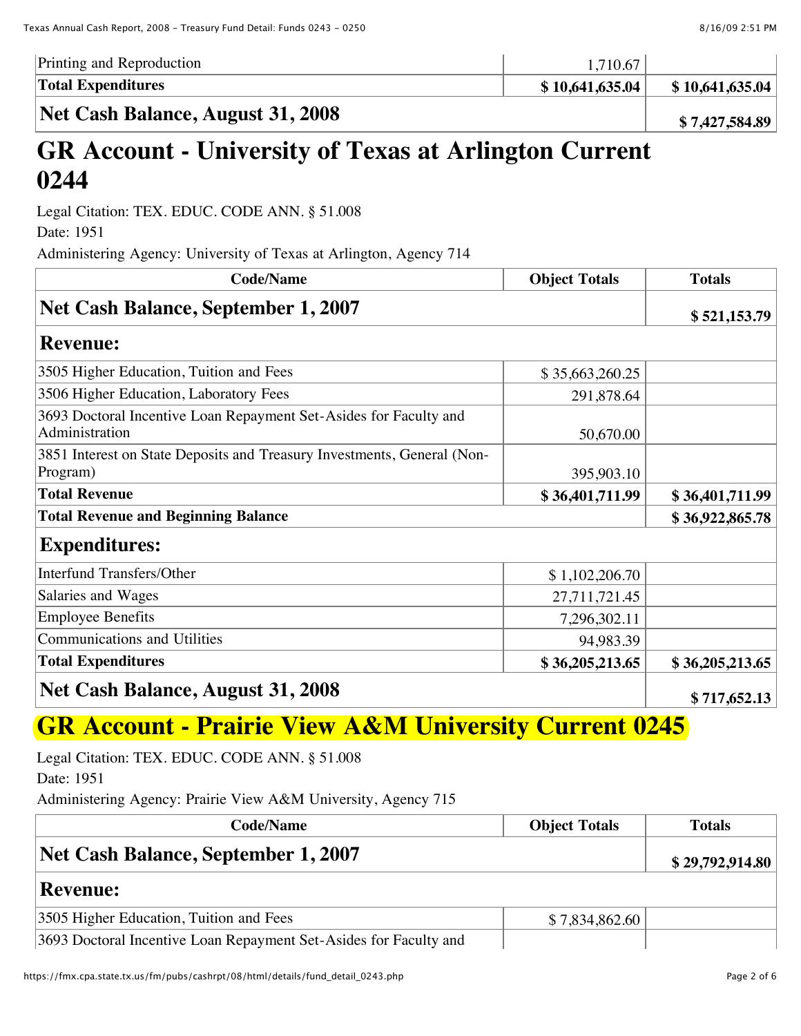| Printing and Reproduction | 1,710.67 | |
|---|---|---|
| **Total Expenditures** | **$ 10,641,635.04** | **$ 10,641,635.04** |
| **Net Cash Balance, August 31, 2008** | | **$ 7,427,584.89** |

# GR Account - University of Texas at Arlington Current 0244

Legal Citation: TEX. EDUC. CODE ANN. § 51.008

Date: 1951

Administering Agency: University of Texas at Arlington, Agency 714

| Code/Name | Object Totals | Totals |
|---|---|---|
| **Net Cash Balance, September 1, 2007** | | **$ 521,153.79** |
| **Revenue:** | | |
| 3505 Higher Education, Tuition and Fees | $ 35,663,260.25 | |
| 3506 Higher Education, Laboratory Fees | 291,878.64 | |
| 3693 Doctoral Incentive Loan Repayment Set-Asides for Faculty and Administration | 50,670.00 | |
| 3851 Interest on State Deposits and Treasury Investments, General (Non-Program) | 395,903.10 | |
| **Total Revenue** | **$ 36,401,711.99** | **$ 36,401,711.99** |
| **Total Revenue and Beginning Balance** | | **$ 36,922,865.78** |
| **Expenditures:** | | |
| Interfund Transfers/Other | $ 1,102,206.70 | |
| Salaries and Wages | 27,711,721.45 | |
| Employee Benefits | 7,296,302.11 | |
| Communications and Utilities | 94,983.39 | |
| **Total Expenditures** | **$ 36,205,213.65** | **$ 36,205,213.65** |
| **Net Cash Balance, August 31, 2008** | | **$ 717,652.13** |

# GR Account - Prairie View A&M University Current 0245

Legal Citation: TEX. EDUC. CODE ANN. § 51.008

Date: 1951

Administering Agency: Prairie View A&M University, Agency 715

| Code/Name | Object Totals | Totals |
|---|---|---|
| **Net Cash Balance, September 1, 2007** | | **$ 29,792,914.80** |
| **Revenue:** | | |
| 3505 Higher Education, Tuition and Fees | $ 7,834,862.60 | |
| 3693 Doctoral Incentive Loan Repayment Set-Asides for Faculty and | | |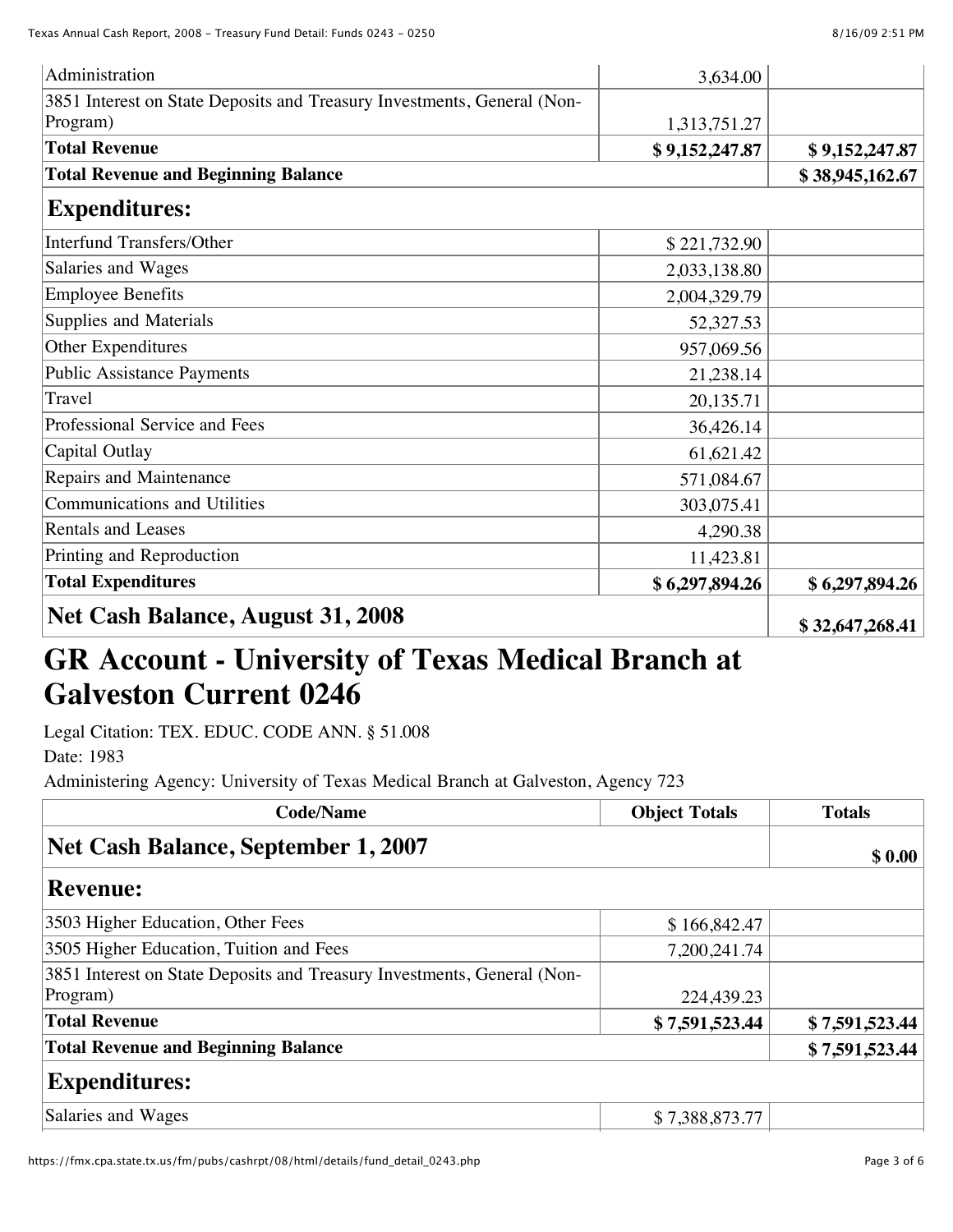| | | |
|---|---|---|
| Administration | 3,634.00 | |
| 3851 Interest on State Deposits and Treasury Investments, General (Non-Program) | 1,313,751.27 | |
| **Total Revenue** | **$ 9,152,247.87** | **$ 9,152,247.87** |
| **Total Revenue and Beginning Balance** | | **$ 38,945,162.67** |
| **Expenditures:** | | |
| Interfund Transfers/Other | $ 221,732.90 | |
| Salaries and Wages | 2,033,138.80 | |
| Employee Benefits | 2,004,329.79 | |
| Supplies and Materials | 52,327.53 | |
| Other Expenditures | 957,069.56 | |
| Public Assistance Payments | 21,238.14 | |
| Travel | 20,135.71 | |
| Professional Service and Fees | 36,426.14 | |
| Capital Outlay | 61,621.42 | |
| Repairs and Maintenance | 571,084.67 | |
| Communications and Utilities | 303,075.41 | |
| Rentals and Leases | 4,290.38 | |
| Printing and Reproduction | 11,423.81 | |
| **Total Expenditures** | **$ 6,297,894.26** | **$ 6,297,894.26** |
| **Net Cash Balance, August 31, 2008** | | **$ 32,647,268.41** |

# GR Account - University of Texas Medical Branch at Galveston Current 0246

Legal Citation: TEX. EDUC. CODE ANN. § 51.008

Date: 1983

Administering Agency: University of Texas Medical Branch at Galveston, Agency 723

| Code/Name | Object Totals | Totals |
|---|---|---|
| **Net Cash Balance, September 1, 2007** | | **$ 0.00** |
| **Revenue:** | | |
| 3503 Higher Education, Other Fees | $ 166,842.47 | |
| 3505 Higher Education, Tuition and Fees | 7,200,241.74 | |
| 3851 Interest on State Deposits and Treasury Investments, General (Non-Program) | 224,439.23 | |
| **Total Revenue** | **$ 7,591,523.44** | **$ 7,591,523.44** |
| **Total Revenue and Beginning Balance** | | **$ 7,591,523.44** |
| **Expenditures:** | | |
| Salaries and Wages | $ 7,388,873.77 | |